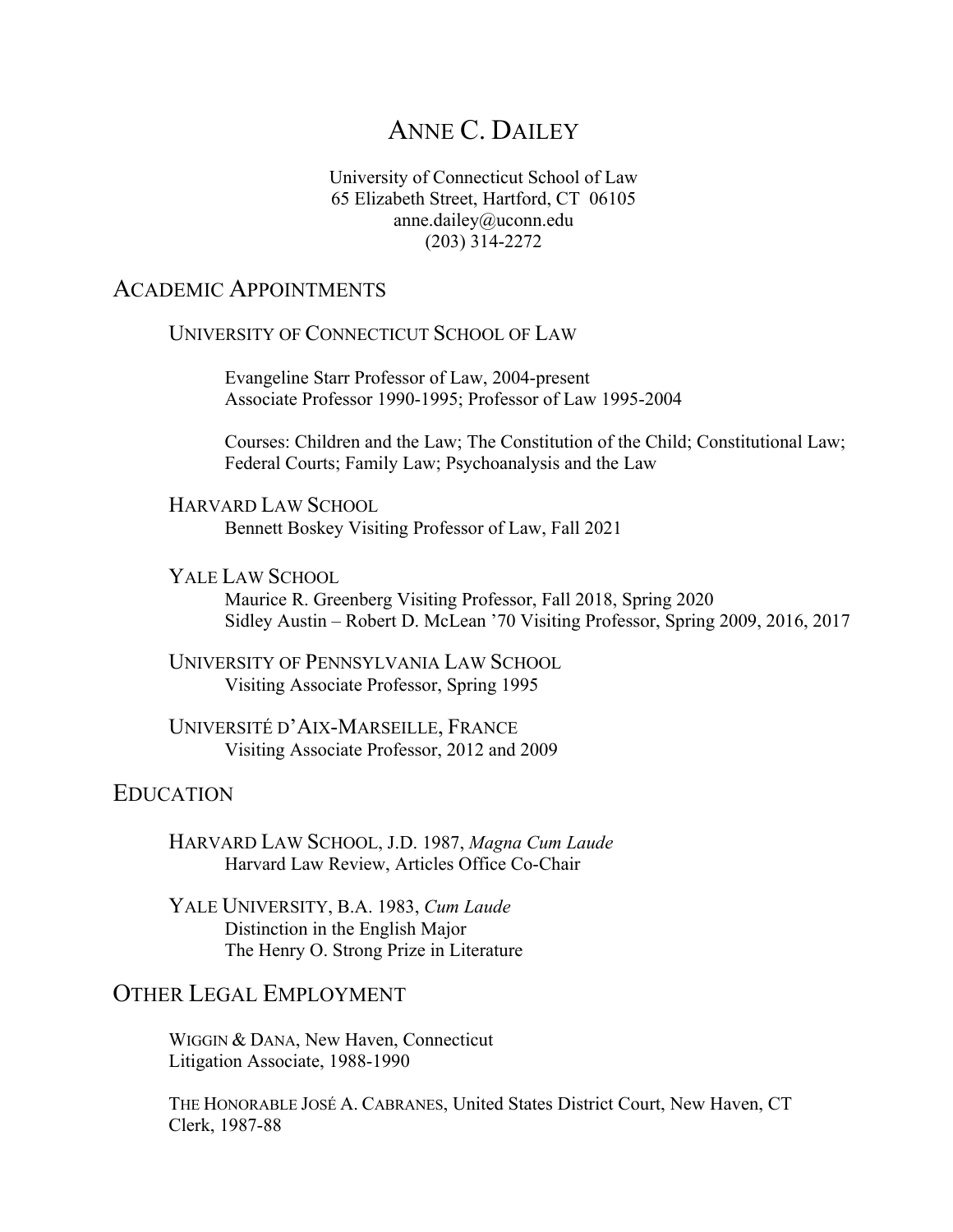# ANNE C. DAILEY

University of Connecticut School of Law
65 Elizabeth Street, Hartford, CT 06105
anne.dailey@uconn.edu
(203) 314-2272

## ACADEMIC APPOINTMENTS

### UNIVERSITY OF CONNECTICUT SCHOOL OF LAW

Evangeline Starr Professor of Law, 2004-present
Associate Professor 1990-1995; Professor of Law 1995-2004

Courses: Children and the Law; The Constitution of the Child; Constitutional Law; Federal Courts; Family Law; Psychoanalysis and the Law

### HARVARD LAW SCHOOL

Bennett Boskey Visiting Professor of Law, Fall 2021

### YALE LAW SCHOOL

Maurice R. Greenberg Visiting Professor, Fall 2018, Spring 2020
Sidley Austin – Robert D. McLean '70 Visiting Professor, Spring 2009, 2016, 2017

### UNIVERSITY OF PENNSYLVANIA LAW SCHOOL

Visiting Associate Professor, Spring 1995

### UNIVERSITÉ D'AIX-MARSEILLE, FRANCE

Visiting Associate Professor, 2012 and 2009

## EDUCATION

HARVARD LAW SCHOOL, J.D. 1987, *Magna Cum Laude*
Harvard Law Review, Articles Office Co-Chair

YALE UNIVERSITY, B.A. 1983, *Cum Laude*
Distinction in the English Major
The Henry O. Strong Prize in Literature

## OTHER LEGAL EMPLOYMENT

WIGGIN & DANA, New Haven, Connecticut
Litigation Associate, 1988-1990

THE HONORABLE JOSÉ A. CABRANES, United States District Court, New Haven, CT
Clerk, 1987-88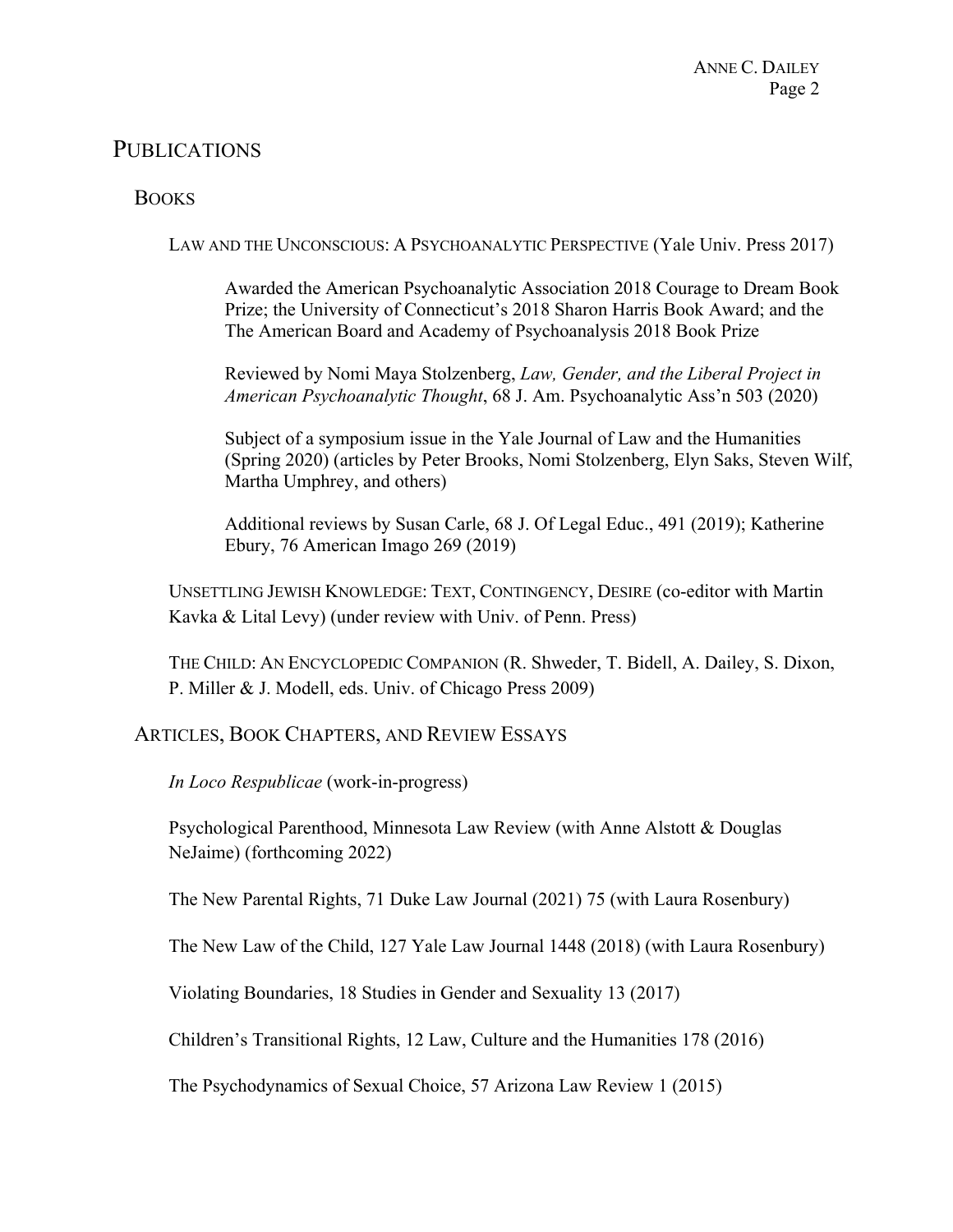# PUBLICATIONS

## BOOKS

LAW AND THE UNCONSCIOUS: A PSYCHOANALYTIC PERSPECTIVE (Yale Univ. Press 2017)

> Awarded the American Psychoanalytic Association 2018 Courage to Dream Book Prize; the University of Connecticut's 2018 Sharon Harris Book Award; and the The American Board and Academy of Psychoanalysis 2018 Book Prize
>
> Reviewed by Nomi Maya Stolzenberg, *Law, Gender, and the Liberal Project in American Psychoanalytic Thought*, 68 J. Am. Psychoanalytic Ass'n 503 (2020)
>
> Subject of a symposium issue in the Yale Journal of Law and the Humanities (Spring 2020) (articles by Peter Brooks, Nomi Stolzenberg, Elyn Saks, Steven Wilf, Martha Umphrey, and others)
>
> Additional reviews by Susan Carle, 68 J. Of Legal Educ., 491 (2019); Katherine Ebury, 76 American Imago 269 (2019)

UNSETTLING JEWISH KNOWLEDGE: TEXT, CONTINGENCY, DESIRE (co-editor with Martin Kavka & Lital Levy) (under review with Univ. of Penn. Press)

THE CHILD: AN ENCYCLOPEDIC COMPANION (R. Shweder, T. Bidell, A. Dailey, S. Dixon, P. Miller & J. Modell, eds. Univ. of Chicago Press 2009)

## ARTICLES, BOOK CHAPTERS, AND REVIEW ESSAYS

*In Loco Respublicae* (work-in-progress)

Psychological Parenthood, Minnesota Law Review (with Anne Alstott & Douglas NeJaime) (forthcoming 2022)

The New Parental Rights, 71 Duke Law Journal (2021) 75 (with Laura Rosenbury)

The New Law of the Child, 127 Yale Law Journal 1448 (2018) (with Laura Rosenbury)

Violating Boundaries, 18 Studies in Gender and Sexuality 13 (2017)

Children's Transitional Rights, 12 Law, Culture and the Humanities 178 (2016)

The Psychodynamics of Sexual Choice, 57 Arizona Law Review 1 (2015)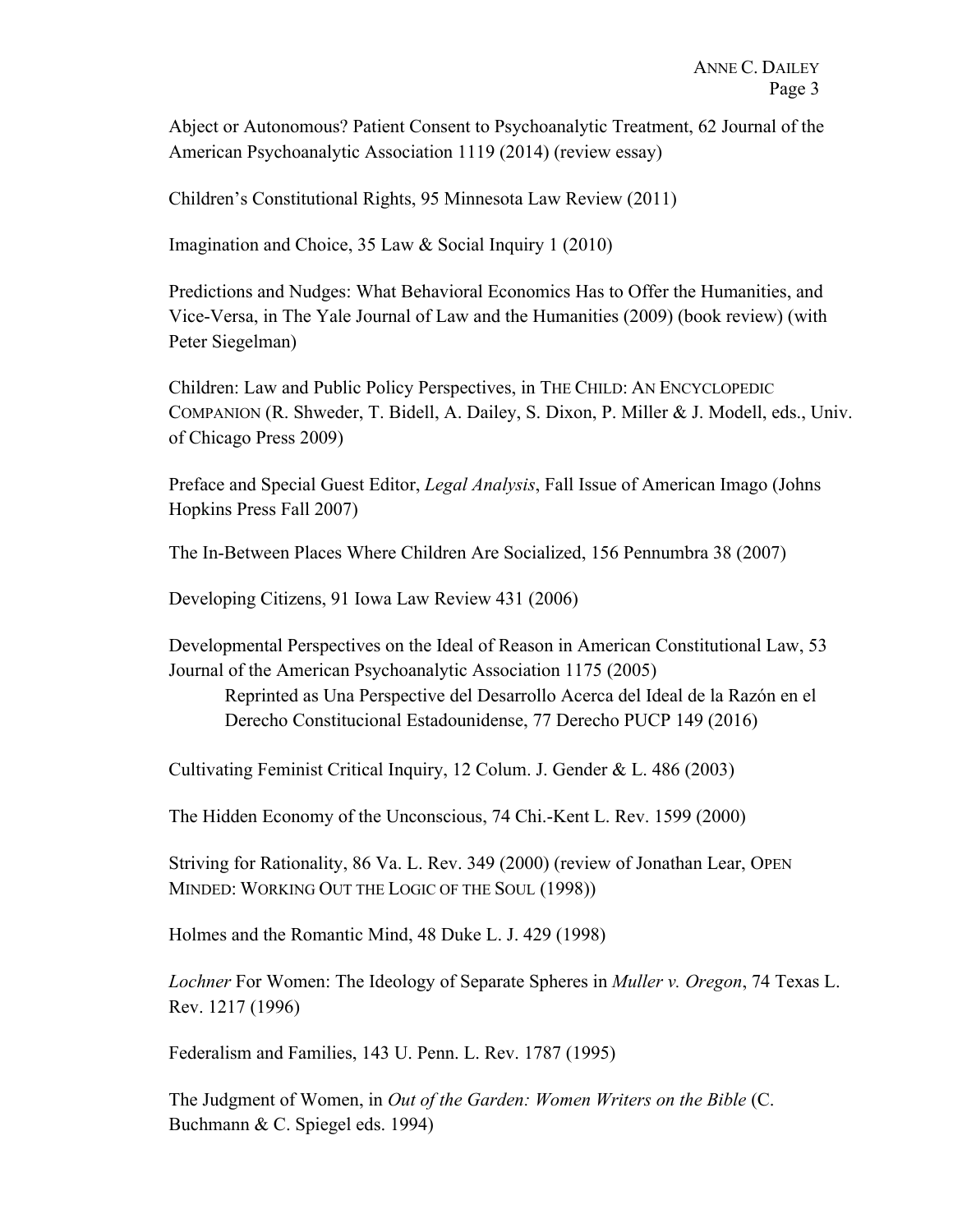Abject or Autonomous? Patient Consent to Psychoanalytic Treatment, 62 Journal of the American Psychoanalytic Association 1119 (2014) (review essay)

Children's Constitutional Rights, 95 Minnesota Law Review (2011)

Imagination and Choice, 35 Law & Social Inquiry 1 (2010)

Predictions and Nudges: What Behavioral Economics Has to Offer the Humanities, and Vice-Versa, in The Yale Journal of Law and the Humanities (2009) (book review) (with Peter Siegelman)

Children: Law and Public Policy Perspectives, in THE CHILD: AN ENCYCLOPEDIC COMPANION (R. Shweder, T. Bidell, A. Dailey, S. Dixon, P. Miller & J. Modell, eds., Univ. of Chicago Press 2009)

Preface and Special Guest Editor, *Legal Analysis*, Fall Issue of American Imago (Johns Hopkins Press Fall 2007)

The In-Between Places Where Children Are Socialized, 156 Pennumbra 38 (2007)

Developing Citizens, 91 Iowa Law Review 431 (2006)

Developmental Perspectives on the Ideal of Reason in American Constitutional Law, 53 Journal of the American Psychoanalytic Association 1175 (2005)

> Reprinted as Una Perspective del Desarrollo Acerca del Ideal de la Razón en el Derecho Constitucional Estadounidense, 77 Derecho PUCP 149 (2016)

Cultivating Feminist Critical Inquiry, 12 Colum. J. Gender & L. 486 (2003)

The Hidden Economy of the Unconscious, 74 Chi.-Kent L. Rev. 1599 (2000)

Striving for Rationality, 86 Va. L. Rev. 349 (2000) (review of Jonathan Lear, OPEN MINDED: WORKING OUT THE LOGIC OF THE SOUL (1998))

Holmes and the Romantic Mind, 48 Duke L. J. 429 (1998)

*Lochner* For Women: The Ideology of Separate Spheres in *Muller v. Oregon*, 74 Texas L. Rev. 1217 (1996)

Federalism and Families, 143 U. Penn. L. Rev. 1787 (1995)

The Judgment of Women, in *Out of the Garden: Women Writers on the Bible* (C. Buchmann & C. Spiegel eds. 1994)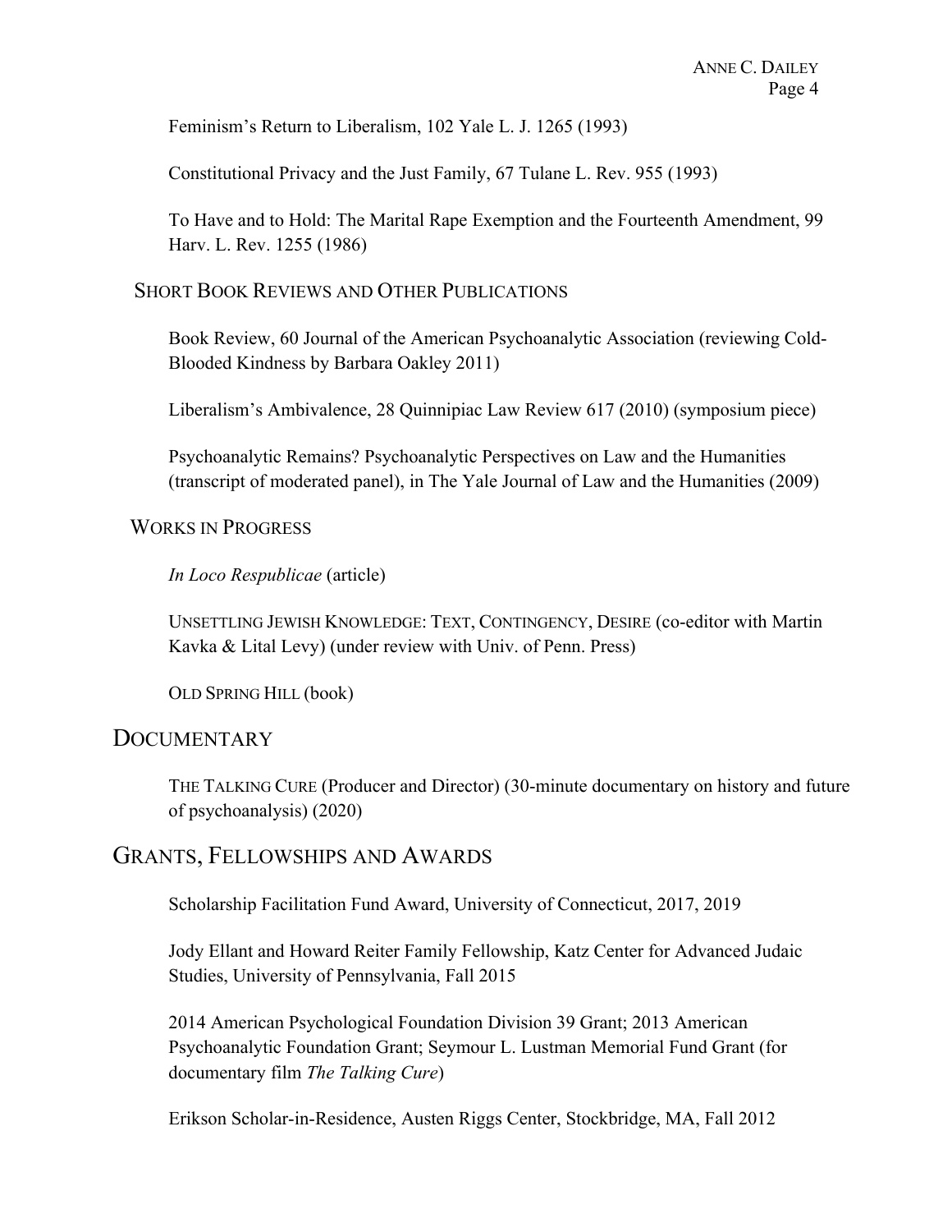Feminism's Return to Liberalism, 102 Yale L. J. 1265 (1993)

Constitutional Privacy and the Just Family, 67 Tulane L. Rev. 955 (1993)

To Have and to Hold: The Marital Rape Exemption and the Fourteenth Amendment, 99 Harv. L. Rev. 1255 (1986)

### SHORT BOOK REVIEWS AND OTHER PUBLICATIONS

Book Review, 60 Journal of the American Psychoanalytic Association (reviewing Cold-Blooded Kindness by Barbara Oakley 2011)

Liberalism's Ambivalence, 28 Quinnipiac Law Review 617 (2010) (symposium piece)

Psychoanalytic Remains? Psychoanalytic Perspectives on Law and the Humanities (transcript of moderated panel), in The Yale Journal of Law and the Humanities (2009)

### WORKS IN PROGRESS

*In Loco Respublicae* (article)

UNSETTLING JEWISH KNOWLEDGE: TEXT, CONTINGENCY, DESIRE (co-editor with Martin Kavka & Lital Levy) (under review with Univ. of Penn. Press)

OLD SPRING HILL (book)

## DOCUMENTARY

THE TALKING CURE (Producer and Director) (30-minute documentary on history and future of psychoanalysis) (2020)

## GRANTS, FELLOWSHIPS AND AWARDS

Scholarship Facilitation Fund Award, University of Connecticut, 2017, 2019

Jody Ellant and Howard Reiter Family Fellowship, Katz Center for Advanced Judaic Studies, University of Pennsylvania, Fall 2015

2014 American Psychological Foundation Division 39 Grant; 2013 American Psychoanalytic Foundation Grant; Seymour L. Lustman Memorial Fund Grant (for documentary film *The Talking Cure*)

Erikson Scholar-in-Residence, Austen Riggs Center, Stockbridge, MA, Fall 2012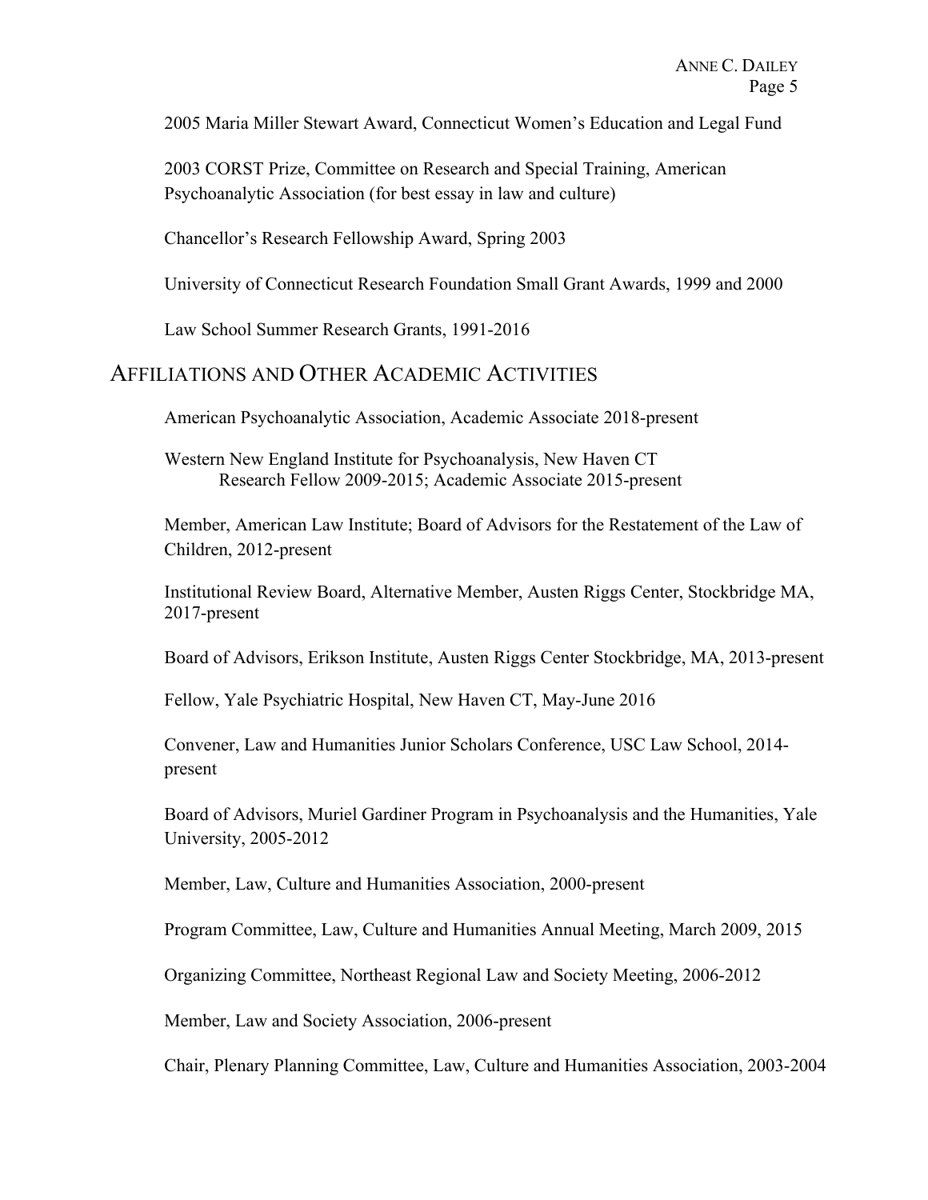2005 Maria Miller Stewart Award, Connecticut Women's Education and Legal Fund

2003 CORST Prize, Committee on Research and Special Training, American Psychoanalytic Association (for best essay in law and culture)

Chancellor's Research Fellowship Award, Spring 2003

University of Connecticut Research Foundation Small Grant Awards, 1999 and 2000

Law School Summer Research Grants, 1991-2016

## AFFILIATIONS AND OTHER ACADEMIC ACTIVITIES

American Psychoanalytic Association, Academic Associate 2018-present

Western New England Institute for Psychoanalysis, New Haven CT
Research Fellow 2009-2015; Academic Associate 2015-present

Member, American Law Institute; Board of Advisors for the Restatement of the Law of Children, 2012-present

Institutional Review Board, Alternative Member, Austen Riggs Center, Stockbridge MA, 2017-present

Board of Advisors, Erikson Institute, Austen Riggs Center Stockbridge, MA, 2013-present

Fellow, Yale Psychiatric Hospital, New Haven CT, May-June 2016

Convener, Law and Humanities Junior Scholars Conference, USC Law School, 2014-present

Board of Advisors, Muriel Gardiner Program in Psychoanalysis and the Humanities, Yale University, 2005-2012

Member, Law, Culture and Humanities Association, 2000-present

Program Committee, Law, Culture and Humanities Annual Meeting, March 2009, 2015

Organizing Committee, Northeast Regional Law and Society Meeting, 2006-2012

Member, Law and Society Association, 2006-present

Chair, Plenary Planning Committee, Law, Culture and Humanities Association, 2003-2004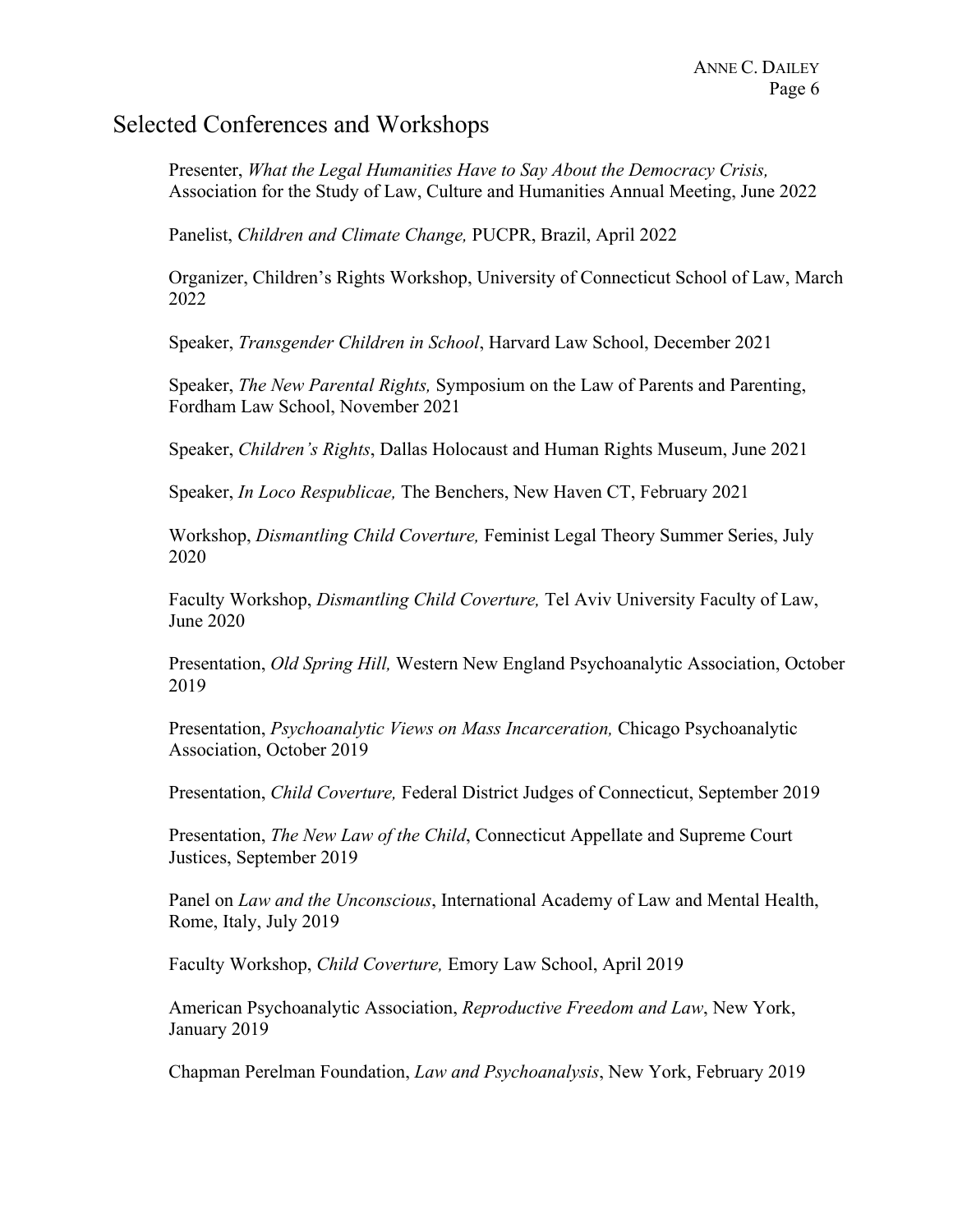## Selected Conferences and Workshops

Presenter, *What the Legal Humanities Have to Say About the Democracy Crisis,* Association for the Study of Law, Culture and Humanities Annual Meeting, June 2022

Panelist, *Children and Climate Change,* PUCPR, Brazil, April 2022

Organizer, Children's Rights Workshop, University of Connecticut School of Law, March 2022

Speaker, *Transgender Children in School*, Harvard Law School, December 2021

Speaker, *The New Parental Rights,* Symposium on the Law of Parents and Parenting, Fordham Law School, November 2021

Speaker, *Children's Rights*, Dallas Holocaust and Human Rights Museum, June 2021

Speaker, *In Loco Respublicae,* The Benchers, New Haven CT, February 2021

Workshop, *Dismantling Child Coverture,* Feminist Legal Theory Summer Series, July 2020

Faculty Workshop, *Dismantling Child Coverture,* Tel Aviv University Faculty of Law, June 2020

Presentation, *Old Spring Hill,* Western New England Psychoanalytic Association, October 2019

Presentation, *Psychoanalytic Views on Mass Incarceration,* Chicago Psychoanalytic Association, October 2019

Presentation, *Child Coverture,* Federal District Judges of Connecticut, September 2019

Presentation, *The New Law of the Child*, Connecticut Appellate and Supreme Court Justices, September 2019

Panel on *Law and the Unconscious*, International Academy of Law and Mental Health, Rome, Italy, July 2019

Faculty Workshop, *Child Coverture,* Emory Law School, April 2019

American Psychoanalytic Association, *Reproductive Freedom and Law*, New York, January 2019

Chapman Perelman Foundation, *Law and Psychoanalysis*, New York, February 2019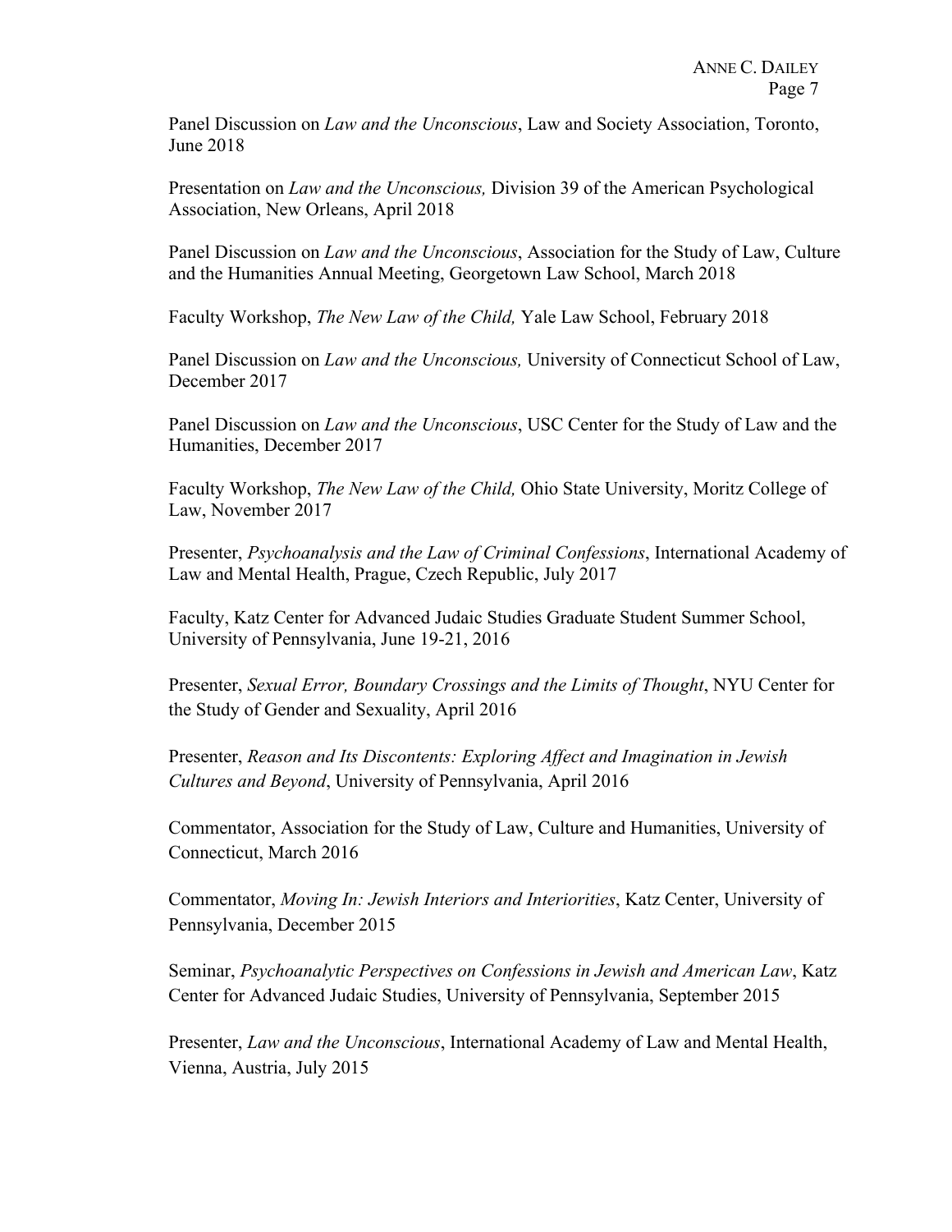Panel Discussion on *Law and the Unconscious*, Law and Society Association, Toronto, June 2018

Presentation on *Law and the Unconscious,* Division 39 of the American Psychological Association, New Orleans, April 2018

Panel Discussion on *Law and the Unconscious*, Association for the Study of Law, Culture and the Humanities Annual Meeting, Georgetown Law School, March 2018

Faculty Workshop, *The New Law of the Child,* Yale Law School, February 2018

Panel Discussion on *Law and the Unconscious,* University of Connecticut School of Law, December 2017

Panel Discussion on *Law and the Unconscious*, USC Center for the Study of Law and the Humanities, December 2017

Faculty Workshop, *The New Law of the Child,* Ohio State University, Moritz College of Law, November 2017

Presenter, *Psychoanalysis and the Law of Criminal Confessions*, International Academy of Law and Mental Health, Prague, Czech Republic, July 2017

Faculty, Katz Center for Advanced Judaic Studies Graduate Student Summer School, University of Pennsylvania, June 19-21, 2016

Presenter, *Sexual Error, Boundary Crossings and the Limits of Thought*, NYU Center for the Study of Gender and Sexuality, April 2016

Presenter, *Reason and Its Discontents: Exploring Affect and Imagination in Jewish Cultures and Beyond*, University of Pennsylvania, April 2016

Commentator, Association for the Study of Law, Culture and Humanities, University of Connecticut, March 2016

Commentator, *Moving In: Jewish Interiors and Interiorities*, Katz Center, University of Pennsylvania, December 2015

Seminar, *Psychoanalytic Perspectives on Confessions in Jewish and American Law*, Katz Center for Advanced Judaic Studies, University of Pennsylvania, September 2015

Presenter, *Law and the Unconscious*, International Academy of Law and Mental Health, Vienna, Austria, July 2015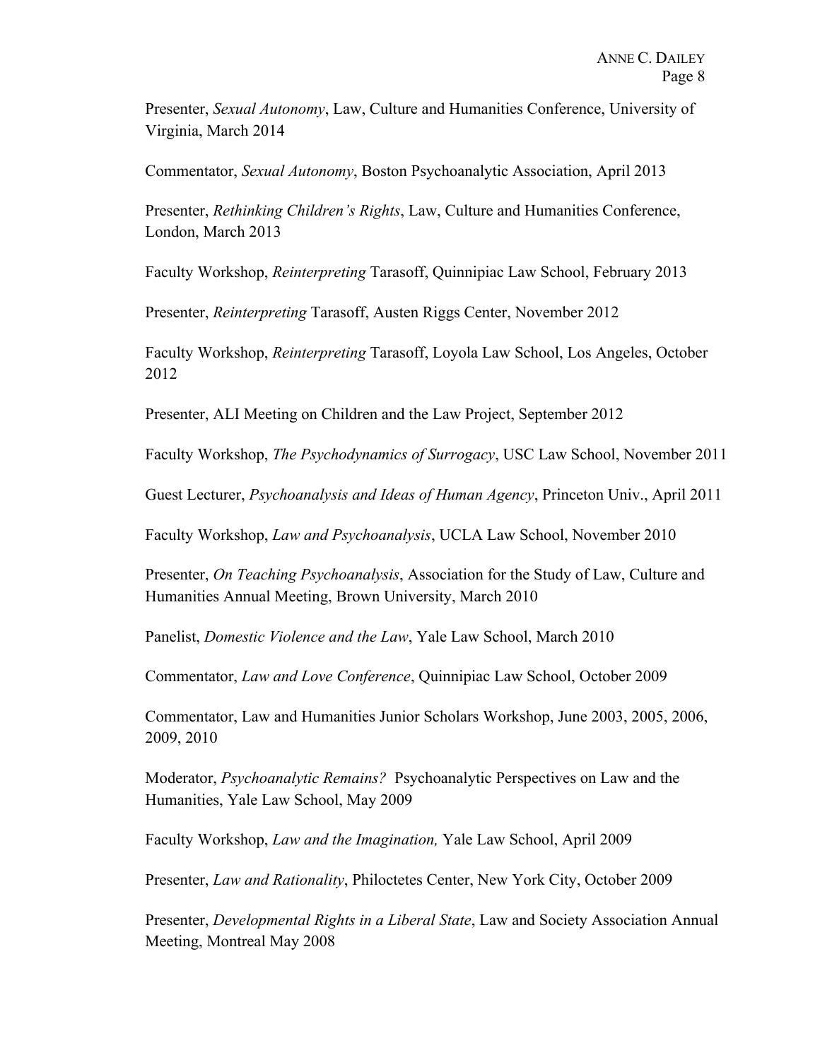Presenter, *Sexual Autonomy*, Law, Culture and Humanities Conference, University of Virginia, March 2014

Commentator, *Sexual Autonomy*, Boston Psychoanalytic Association, April 2013

Presenter, *Rethinking Children's Rights*, Law, Culture and Humanities Conference, London, March 2013

Faculty Workshop, *Reinterpreting* Tarasoff, Quinnipiac Law School, February 2013

Presenter, *Reinterpreting* Tarasoff, Austen Riggs Center, November 2012

Faculty Workshop, *Reinterpreting* Tarasoff, Loyola Law School, Los Angeles, October 2012

Presenter, ALI Meeting on Children and the Law Project, September 2012

Faculty Workshop, *The Psychodynamics of Surrogacy*, USC Law School, November 2011

Guest Lecturer, *Psychoanalysis and Ideas of Human Agency*, Princeton Univ., April 2011

Faculty Workshop, *Law and Psychoanalysis*, UCLA Law School, November 2010

Presenter, *On Teaching Psychoanalysis*, Association for the Study of Law, Culture and Humanities Annual Meeting, Brown University, March 2010

Panelist, *Domestic Violence and the Law*, Yale Law School, March 2010

Commentator, *Law and Love Conference*, Quinnipiac Law School, October 2009

Commentator, Law and Humanities Junior Scholars Workshop, June 2003, 2005, 2006, 2009, 2010

Moderator, *Psychoanalytic Remains?* Psychoanalytic Perspectives on Law and the Humanities, Yale Law School, May 2009

Faculty Workshop, *Law and the Imagination,* Yale Law School, April 2009

Presenter, *Law and Rationality*, Philoctetes Center, New York City, October 2009

Presenter, *Developmental Rights in a Liberal State*, Law and Society Association Annual Meeting, Montreal May 2008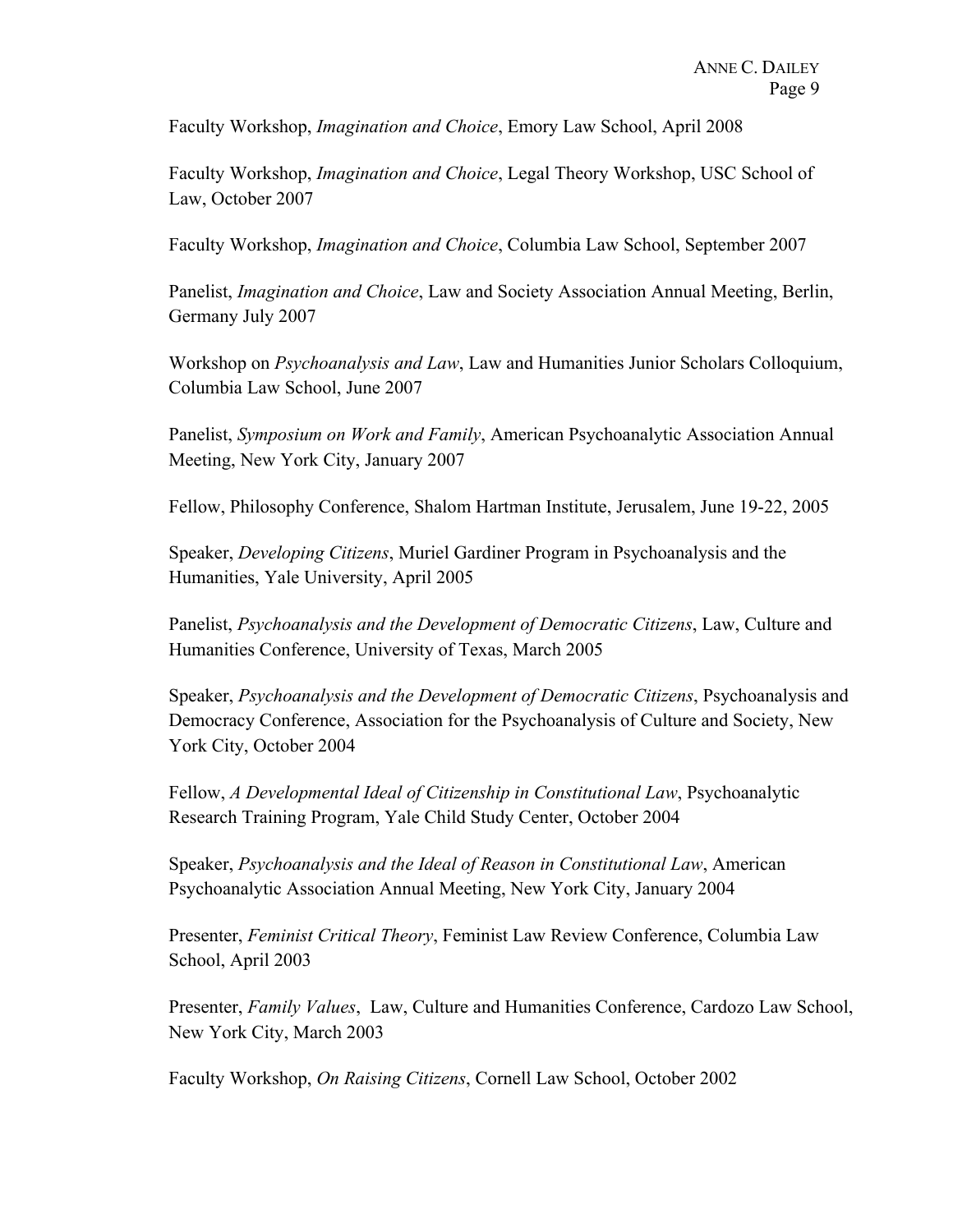Faculty Workshop, *Imagination and Choice*, Emory Law School, April 2008

Faculty Workshop, *Imagination and Choice*, Legal Theory Workshop, USC School of Law, October 2007

Faculty Workshop, *Imagination and Choice*, Columbia Law School, September 2007

Panelist, *Imagination and Choice*, Law and Society Association Annual Meeting, Berlin, Germany July 2007

Workshop on *Psychoanalysis and Law*, Law and Humanities Junior Scholars Colloquium, Columbia Law School, June 2007

Panelist, *Symposium on Work and Family*, American Psychoanalytic Association Annual Meeting, New York City, January 2007

Fellow, Philosophy Conference, Shalom Hartman Institute, Jerusalem, June 19-22, 2005

Speaker, *Developing Citizens*, Muriel Gardiner Program in Psychoanalysis and the Humanities, Yale University, April 2005

Panelist, *Psychoanalysis and the Development of Democratic Citizens*, Law, Culture and Humanities Conference, University of Texas, March 2005

Speaker, *Psychoanalysis and the Development of Democratic Citizens*, Psychoanalysis and Democracy Conference, Association for the Psychoanalysis of Culture and Society, New York City, October 2004

Fellow, *A Developmental Ideal of Citizenship in Constitutional Law*, Psychoanalytic Research Training Program, Yale Child Study Center, October 2004

Speaker, *Psychoanalysis and the Ideal of Reason in Constitutional Law*, American Psychoanalytic Association Annual Meeting, New York City, January 2004

Presenter, *Feminist Critical Theory*, Feminist Law Review Conference, Columbia Law School, April 2003

Presenter, *Family Values*, Law, Culture and Humanities Conference, Cardozo Law School, New York City, March 2003

Faculty Workshop, *On Raising Citizens*, Cornell Law School, October 2002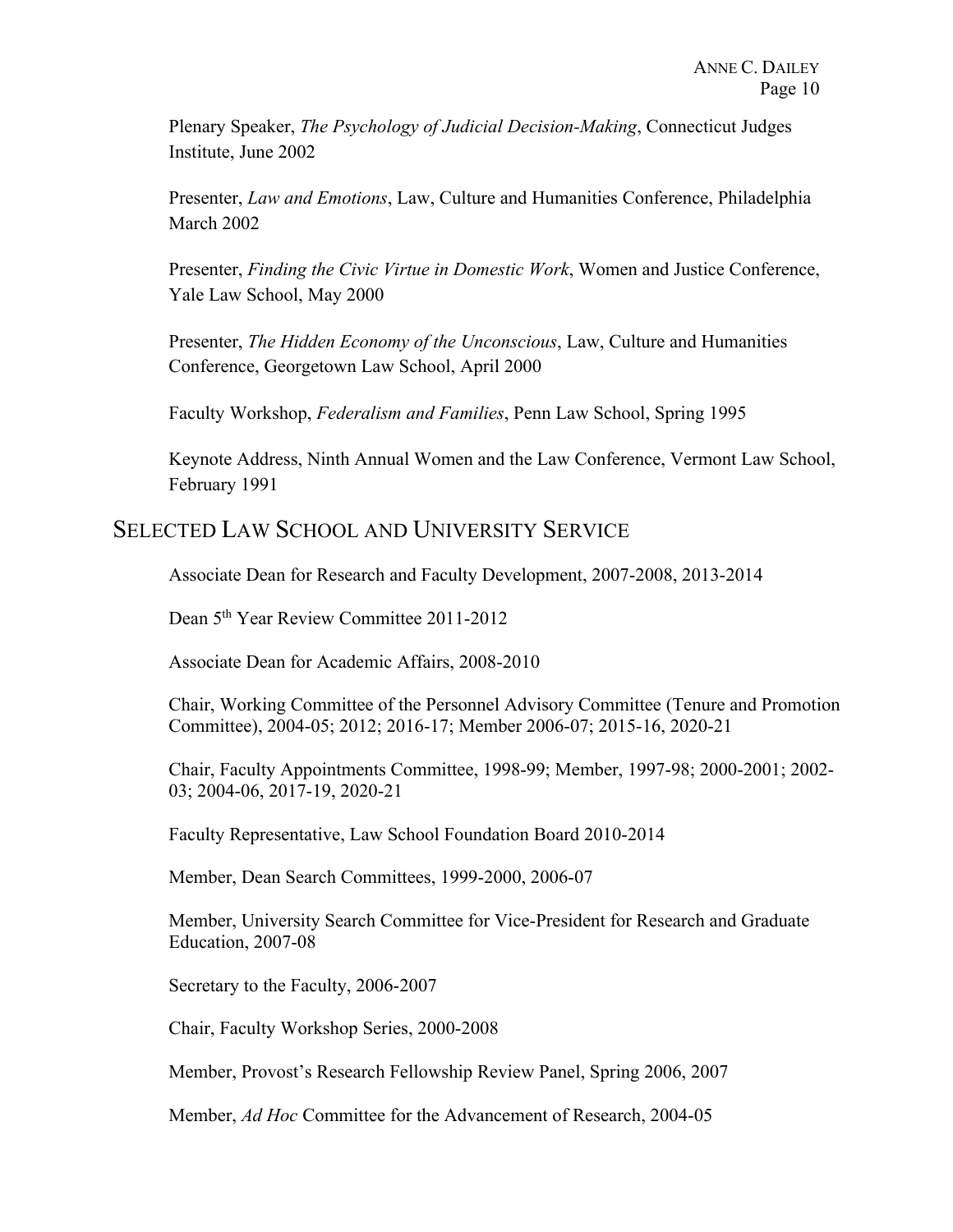Plenary Speaker, *The Psychology of Judicial Decision-Making*, Connecticut Judges Institute, June 2002

Presenter, *Law and Emotions*, Law, Culture and Humanities Conference, Philadelphia March 2002

Presenter, *Finding the Civic Virtue in Domestic Work*, Women and Justice Conference, Yale Law School, May 2000

Presenter, *The Hidden Economy of the Unconscious*, Law, Culture and Humanities Conference, Georgetown Law School, April 2000

Faculty Workshop, *Federalism and Families*, Penn Law School, Spring 1995

Keynote Address, Ninth Annual Women and the Law Conference, Vermont Law School, February 1991

## SELECTED LAW SCHOOL AND UNIVERSITY SERVICE

Associate Dean for Research and Faculty Development, 2007-2008, 2013-2014

Dean 5th Year Review Committee 2011-2012

Associate Dean for Academic Affairs, 2008-2010

Chair, Working Committee of the Personnel Advisory Committee (Tenure and Promotion Committee), 2004-05; 2012; 2016-17; Member 2006-07; 2015-16, 2020-21

Chair, Faculty Appointments Committee, 1998-99; Member, 1997-98; 2000-2001; 2002-03; 2004-06, 2017-19, 2020-21

Faculty Representative, Law School Foundation Board 2010-2014

Member, Dean Search Committees, 1999-2000, 2006-07

Member, University Search Committee for Vice-President for Research and Graduate Education, 2007-08

Secretary to the Faculty, 2006-2007

Chair, Faculty Workshop Series, 2000-2008

Member, Provost's Research Fellowship Review Panel, Spring 2006, 2007

Member, *Ad Hoc* Committee for the Advancement of Research, 2004-05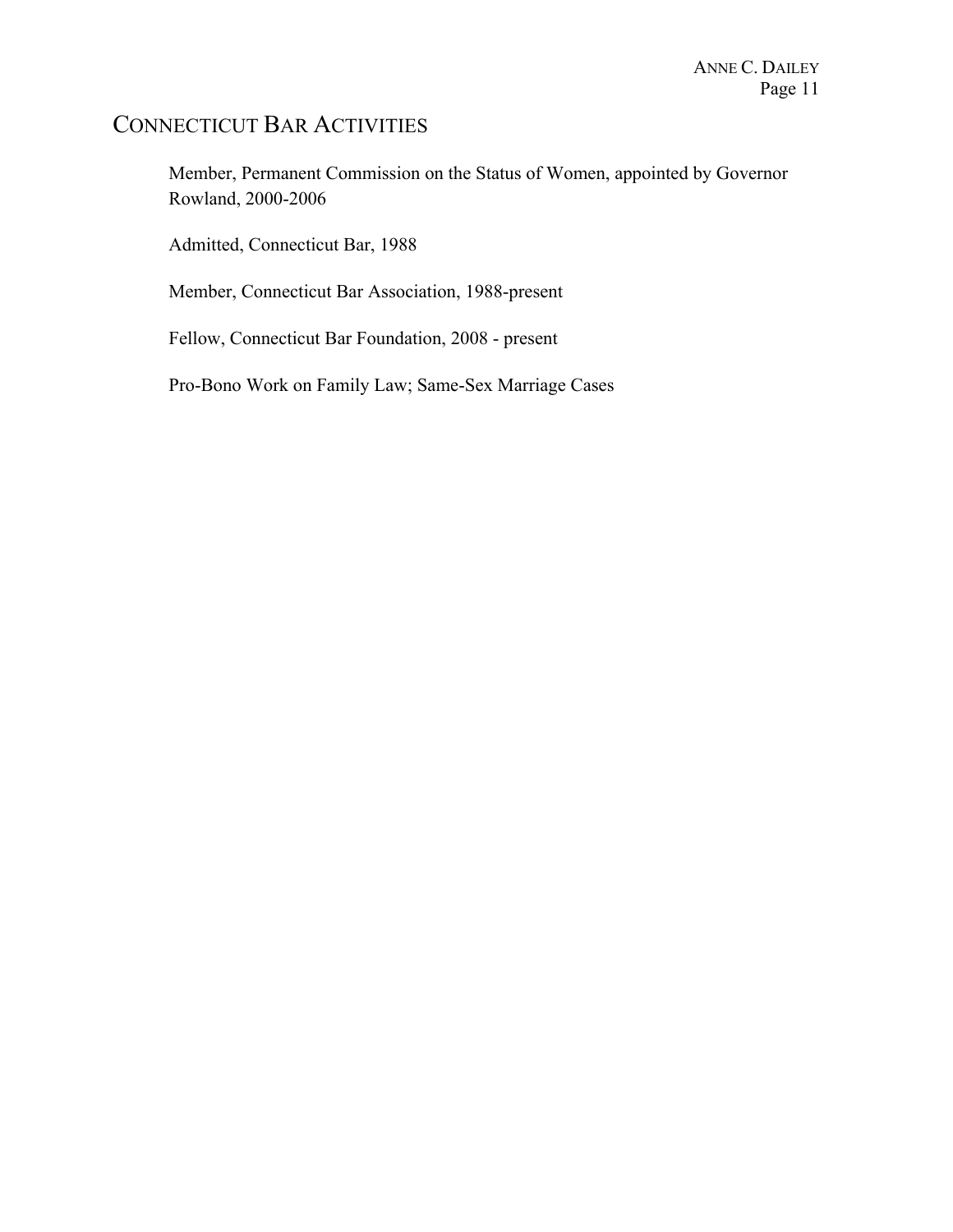## CONNECTICUT BAR ACTIVITIES

Member, Permanent Commission on the Status of Women, appointed by Governor Rowland, 2000-2006

Admitted, Connecticut Bar, 1988

Member, Connecticut Bar Association, 1988-present

Fellow, Connecticut Bar Foundation, 2008 - present

Pro-Bono Work on Family Law; Same-Sex Marriage Cases